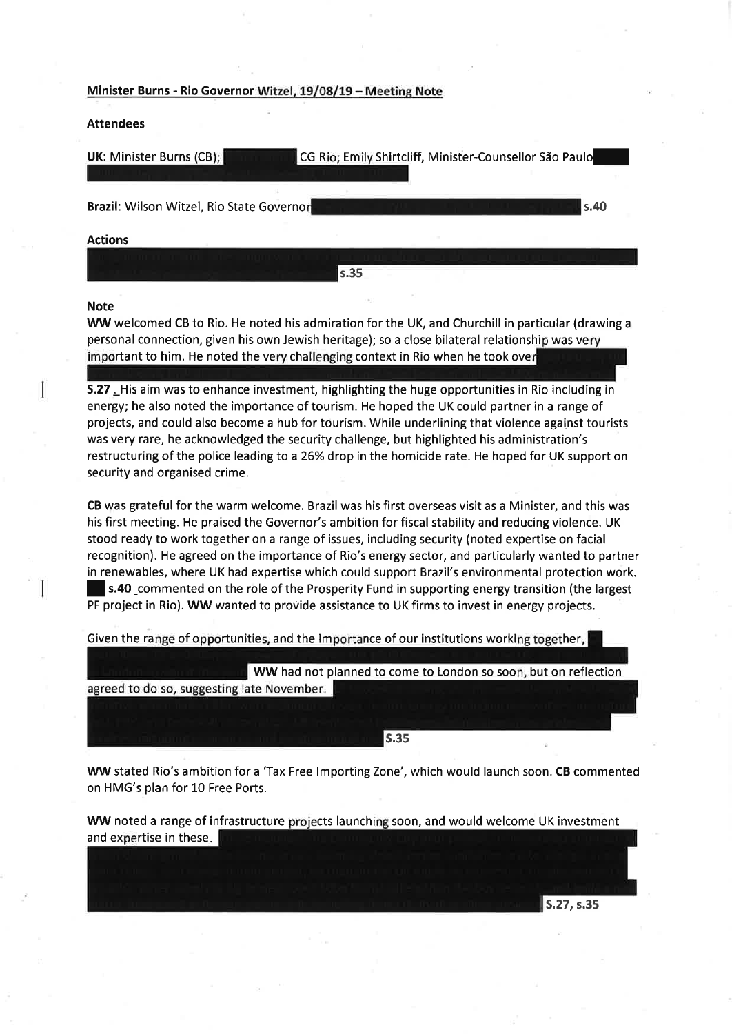## Minister Burns - Rio Governor Witzel, 19/08/19 – Meeting Note

**Attendees**

**UK**: Minister Burns (CB); CG Rio; Emily Shirtcliff, Minister-Counsellor São Paulo

**Brazil**: Wilson Witzel, Rio State Governor s.40

**Actions**

s.35

**Note**

**WW** welcomed CB to Rio. He noted his admiration for the UK, and Churchill in particular (drawing a personal connection, given his own Jewish heritage); so a close bilateral relationship was very important to him. He noted the very challenging context in Rio when he took over

**S.27** His aim was to enhance investment, highlighting the huge opportunities in Rio including in energy; he also noted the importance of tourism. He hoped the UK could partner in a range of projects, and could also become a hub for tourism. While underlining that violence against tourists was very rare, he acknowledged the security challenge, but highlighted his administration's restructuring of the police leading to a 26% drop in the homicide rate. He hoped for UK support on security and organised crime.

**CB** was grateful for the warm welcome. Brazil was his first overseas visit as a Minister, and this was his first meeting. He praised the Governor's ambition for fiscal stability and reducing violence. UK stood ready to work together on a range of issues, including security (noted expertise on facial recognition). He agreed on the importance of Rio's energy sector, and particularly wanted to partner in renewables, where UK had expertise which could support Brazil's environmental protection work. **s.40** commented on the role of the Prosperity Fund in supporting energy transition (the largest PF project in Rio). **WW** wanted to provide assistance to UK firms to invest in energy projects.

Given the range of opportunities, and the importance of our institutions working together, **WW** had not planned to come to London so soon, but on reflection agreed to do so, suggesting late November. **S.35**

**WW** stated Rio's ambition for a 'Tax Free Importing Zone', which would launch soon. **CB** commented on HMG's plan for 10 Free Ports.

**WW** noted a range of infrastructure projects launching soon, and would welcome UK investment and expertise in these. **S.27, s.35**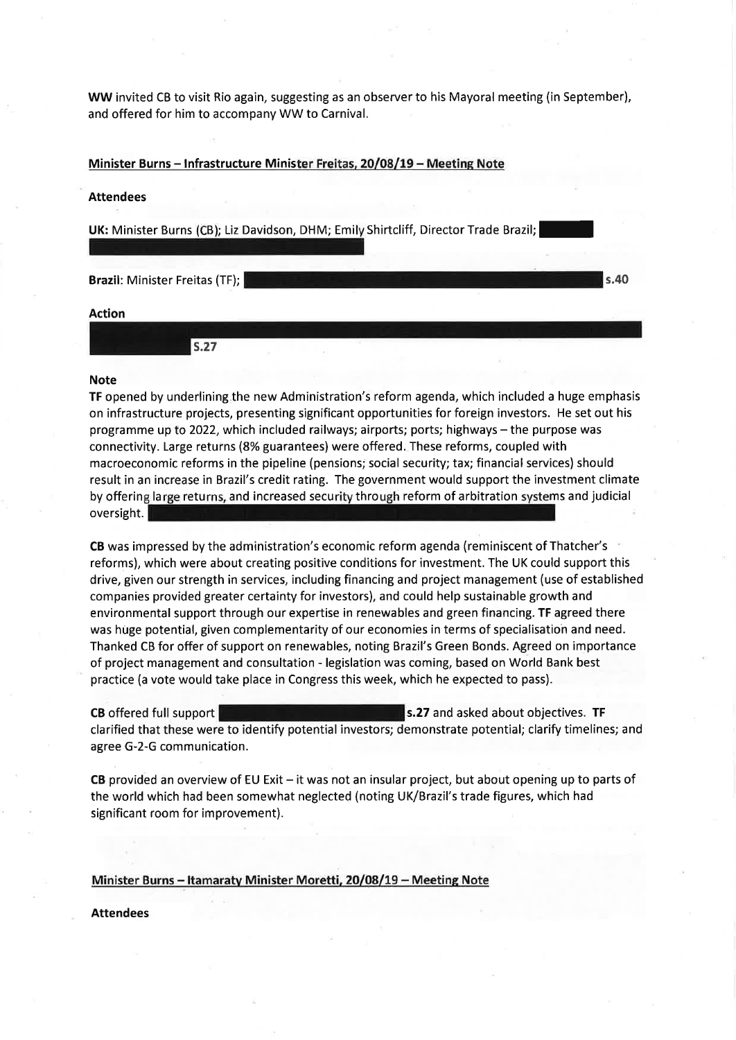**WW** invited CB to visit Rio again, suggesting as an observer to his Mayoral meeting (in September), and offered for him to accompany WW to Carnival.

**Minister Burns – Infrastructure Minister Freitas, 20/08/19 – Meeting Note**

**Attendees**

**UK:** Minister Burns (CB); Liz Davidson, DHM; Emily Shirtcliff, Director Trade Brazil;

**Brazil:** Minister Freitas (TF); s.40

**Action**

S.27

**Note**

**TF** opened by underlining the new Administration's reform agenda, which included a huge emphasis on infrastructure projects, presenting significant opportunities for foreign investors. He set out his programme up to 2022, which included railways; airports; ports; highways – the purpose was connectivity. Large returns (8% guarantees) were offered. These reforms, coupled with macroeconomic reforms in the pipeline (pensions; social security; tax; financial services) should result in an increase in Brazil's credit rating. The government would support the investment climate by offering large returns, and increased security through reform of arbitration systems and judicial oversight.

**CB** was impressed by the administration's economic reform agenda (reminiscent of Thatcher's reforms), which were about creating positive conditions for investment. The UK could support this drive, given our strength in services, including financing and project management (use of established companies provided greater certainty for investors), and could help sustainable growth and environmental support through our expertise in renewables and green financing. **TF** agreed there was huge potential, given complementarity of our economies in terms of specialisation and need. Thanked CB for offer of support on renewables, noting Brazil's Green Bonds. Agreed on importance of project management and consultation - legislation was coming, based on World Bank best practice (a vote would take place in Congress this week, which he expected to pass).

**CB** offered full support s.27 and asked about objectives. **TF** clarified that these were to identify potential investors; demonstrate potential; clarify timelines; and agree G-2-G communication.

**CB** provided an overview of EU Exit – it was not an insular project, but about opening up to parts of the world which had been somewhat neglected (noting UK/Brazil's trade figures, which had significant room for improvement).

**Minister Burns – Itamaraty Minister Moretti, 20/08/19 – Meeting Note**

**Attendees**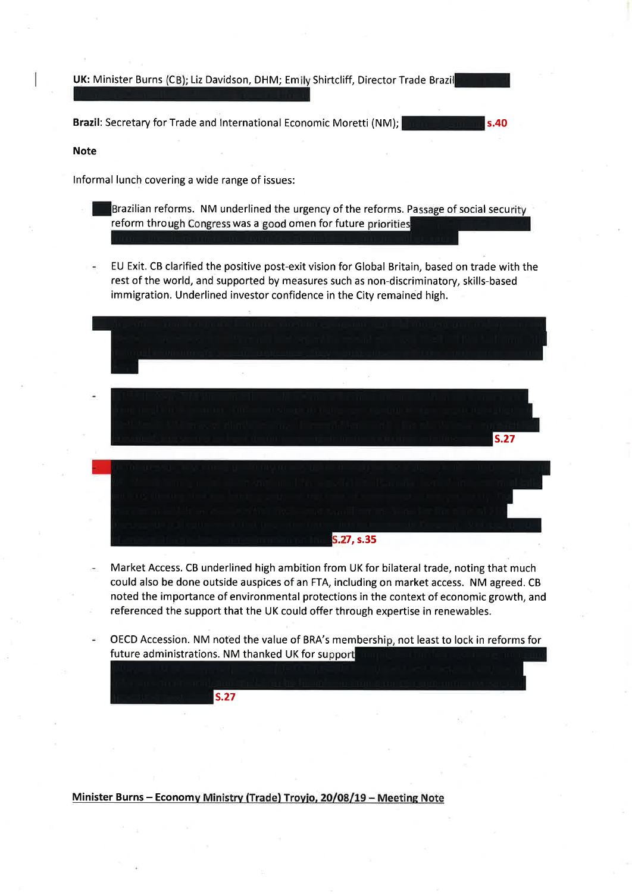**UK:** Minister Burns (CB); Liz Davidson, DHM; Emily Shirtcliff, Director Trade Brazil

**Brazil**: Secretary for Trade and International Economic Moretti (NM); s.40

**Note**

Informal lunch covering a wide range of issues:

- Brazilian reforms. NM underlined the urgency of the reforms. Passage of social security reform through Congress was a good omen for future priorities

- EU Exit. CB clarified the positive post-exit vision for Global Britain, based on trade with the rest of the world, and supported by measures such as non-discriminatory, skills-based immigration. Underlined investor confidence in the City remained high.

- S.27

- S.27, s.35

- Market Access. CB underlined high ambition from UK for bilateral trade, noting that much could also be done outside auspices of an FTA, including on market access. NM agreed. CB noted the importance of environmental protections in the context of economic growth, and referenced the support that the UK could offer through expertise in renewables.

- OECD Accession. NM noted the value of BRA's membership, not least to lock in reforms for future administrations. NM thanked UK for support S.27

**Minister Burns – Economy Ministry (Trade) Troyjo, 20/08/19 – Meeting Note**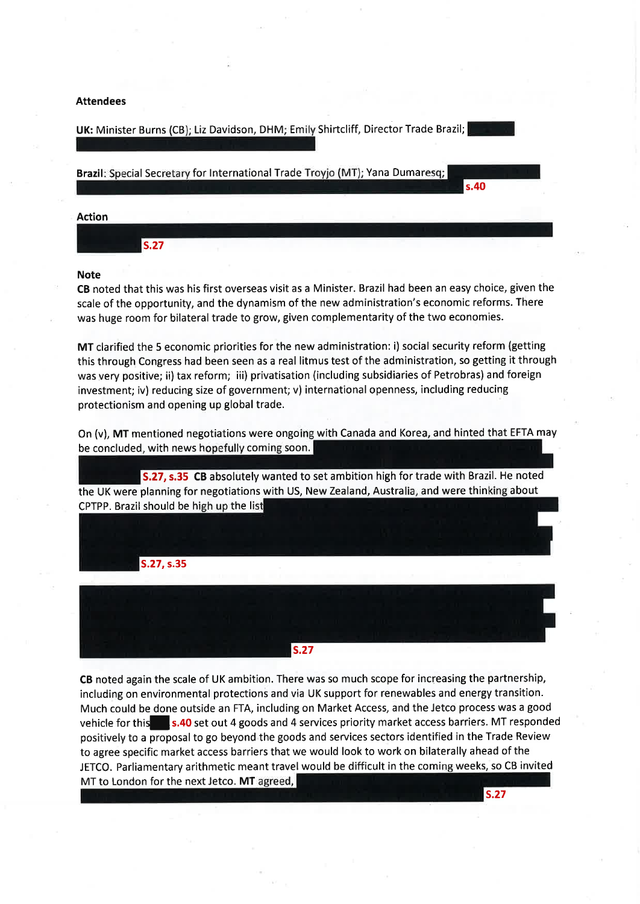**Attendees**

**UK:** Minister Burns (CB); Liz Davidson, DHM; Emily Shirtcliff, Director Trade Brazil;

**Brazil**: Special Secretary for International Trade Troyjo (MT); Yana Dumaresq; s.40

**Action**

S.27

**Note**

**CB** noted that this was his first overseas visit as a Minister. Brazil had been an easy choice, given the scale of the opportunity, and the dynamism of the new administration's economic reforms. There was huge room for bilateral trade to grow, given complementarity of the two economies.

**MT** clarified the 5 economic priorities for the new administration: i) social security reform (getting this through Congress had been seen as a real litmus test of the administration, so getting it through was very positive; ii) tax reform; iii) privatisation (including subsidiaries of Petrobras) and foreign investment; iv) reducing size of government; v) international openness, including reducing protectionism and opening up global trade.

On (v), **MT** mentioned negotiations were ongoing with Canada and Korea, and hinted that EFTA may be concluded, with news hopefully coming soon. S.27, s.35 **CB** absolutely wanted to set ambition high for trade with Brazil. He noted the UK were planning for negotiations with US, New Zealand, Australia, and were thinking about CPTPP. Brazil should be high up the list S.27, s.35

S.27

**CB** noted again the scale of UK ambition. There was so much scope for increasing the partnership, including on environmental protections and via UK support for renewables and energy transition. Much could be done outside an FTA, including on Market Access, and the Jetco process was a good vehicle for this s.40 set out 4 goods and 4 services priority market access barriers. MT responded positively to a proposal to go beyond the goods and services sectors identified in the Trade Review to agree specific market access barriers that we would look to work on bilaterally ahead of the JETCO. Parliamentary arithmetic meant travel would be difficult in the coming weeks, so CB invited MT to London for the next Jetco. **MT** agreed, S.27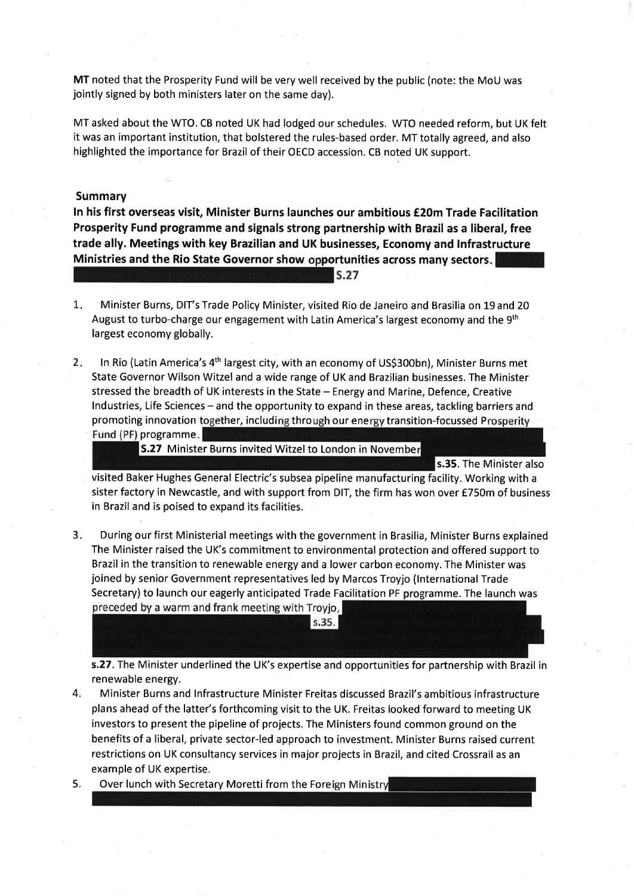**MT** noted that the Prosperity Fund will be very well received by the public (note: the MoU was jointly signed by both ministers later on the same day).

MT asked about the WTO. CB noted UK had lodged our schedules. WTO needed reform, but UK felt it was an important institution, that bolstered the rules-based order. MT totally agreed, and also highlighted the importance for Brazil of their OECD accession. CB noted UK support.

## Summary

**In his first overseas visit, Minister Burns launches our ambitious £20m Trade Facilitation Prosperity Fund programme and signals strong partnership with Brazil as a liberal, free trade ally. Meetings with key Brazilian and UK businesses, Economy and Infrastructure Ministries and the Rio State Governor show opportunities across many sectors.** [redacted] **S.27**

1. Minister Burns, DIT's Trade Policy Minister, visited Rio de Janeiro and Brasilia on 19 and 20 August to turbo-charge our engagement with Latin America's largest economy and the 9th largest economy globally.

2. In Rio (Latin America's 4th largest city, with an economy of US$300bn), Minister Burns met State Governor Wilson Witzel and a wide range of UK and Brazilian businesses. The Minister stressed the breadth of UK interests in the State – Energy and Marine, Defence, Creative Industries, Life Sciences – and the opportunity to expand in these areas, tackling barriers and promoting innovation together, including through our energy transition-focussed Prosperity Fund (PF) programme. [redacted] **S.27** Minister Burns invited Witzel to London in November [redacted] **s.35**. The Minister also visited Baker Hughes General Electric's subsea pipeline manufacturing facility. Working with a sister factory in Newcastle, and with support from DIT, the firm has won over £750m of business in Brazil and is poised to expand its facilities.

3. During our first Ministerial meetings with the government in Brasilia, Minister Burns explained The Minister raised the UK's commitment to environmental protection and offered support to Brazil in the transition to renewable energy and a lower carbon economy. The Minister was joined by senior Government representatives led by Marcos Troyjo (International Trade Secretary) to launch our eagerly anticipated Trade Facilitation PF programme. The launch was preceded by a warm and frank meeting with Troyjo, [redacted] **s.35.** [redacted] **s.27**. The Minister underlined the UK's expertise and opportunities for partnership with Brazil in renewable energy.

4. Minister Burns and Infrastructure Minister Freitas discussed Brazil's ambitious infrastructure plans ahead of the latter's forthcoming visit to the UK. Freitas looked forward to meeting UK investors to present the pipeline of projects. The Ministers found common ground on the benefits of a liberal, private sector-led approach to investment. Minister Burns raised current restrictions on UK consultancy services in major projects in Brazil, and cited Crossrail as an example of UK expertise.

5. Over lunch with Secretary Moretti from the Foreign Ministry [redacted]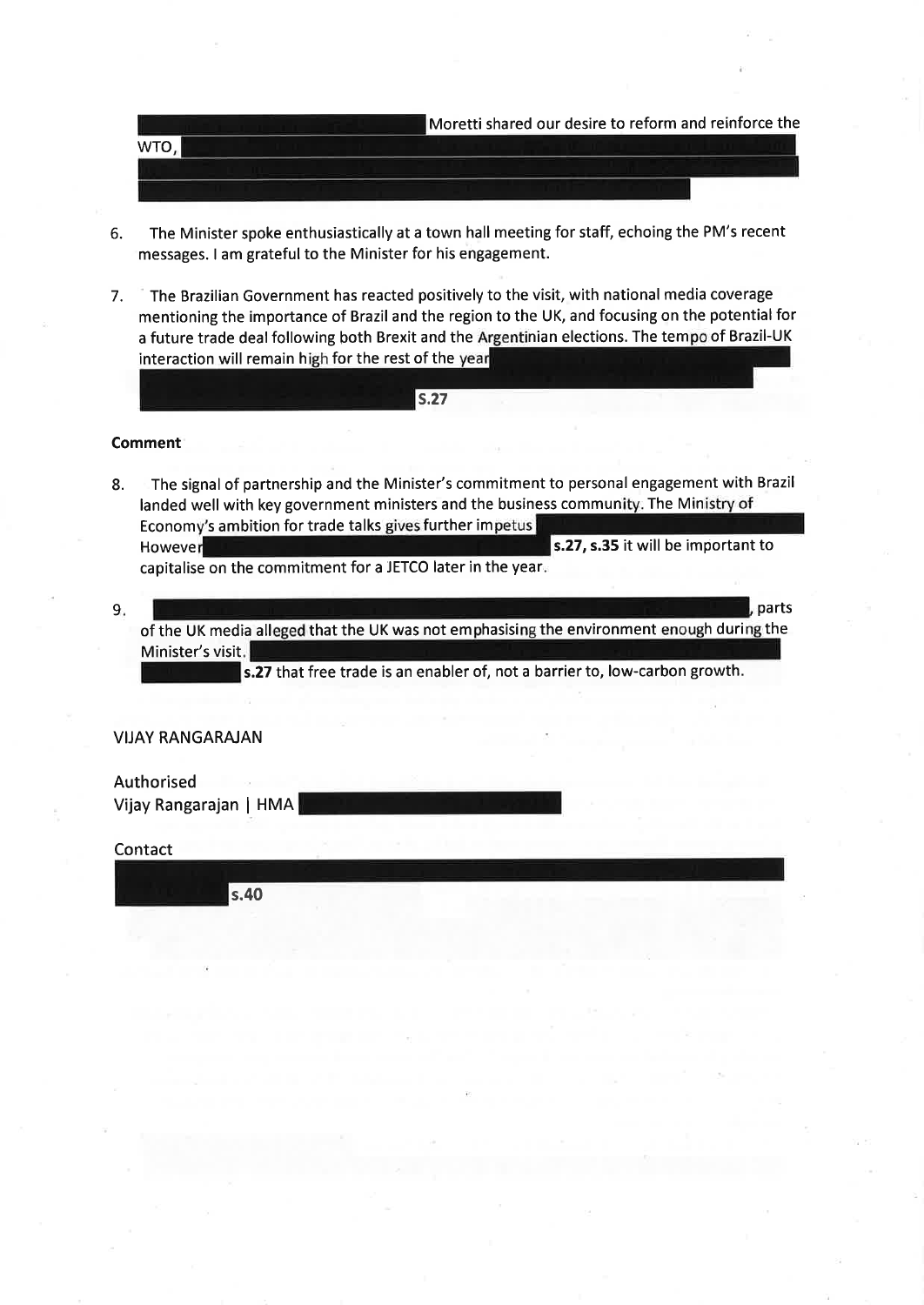Moretti shared our desire to reform and reinforce the WTO,

6. The Minister spoke enthusiastically at a town hall meeting for staff, echoing the PM's recent messages. I am grateful to the Minister for his engagement.

7. The Brazilian Government has reacted positively to the visit, with national media coverage mentioning the importance of Brazil and the region to the UK, and focusing on the potential for a future trade deal following both Brexit and the Argentinian elections. The tempo of Brazil-UK interaction will remain high for the rest of the year S.27

**Comment**

8. The signal of partnership and the Minister's commitment to personal engagement with Brazil landed well with key government ministers and the business community. The Ministry of Economy's ambition for trade talks gives further impetus However s.27, s.35 it will be important to capitalise on the commitment for a JETCO later in the year.

9. , parts of the UK media alleged that the UK was not emphasising the environment enough during the Minister's visit. s.27 that free trade is an enabler of, not a barrier to, low-carbon growth.

VIJAY RANGARAJAN

Authorised
Vijay Rangarajan | HMA

Contact
s.40